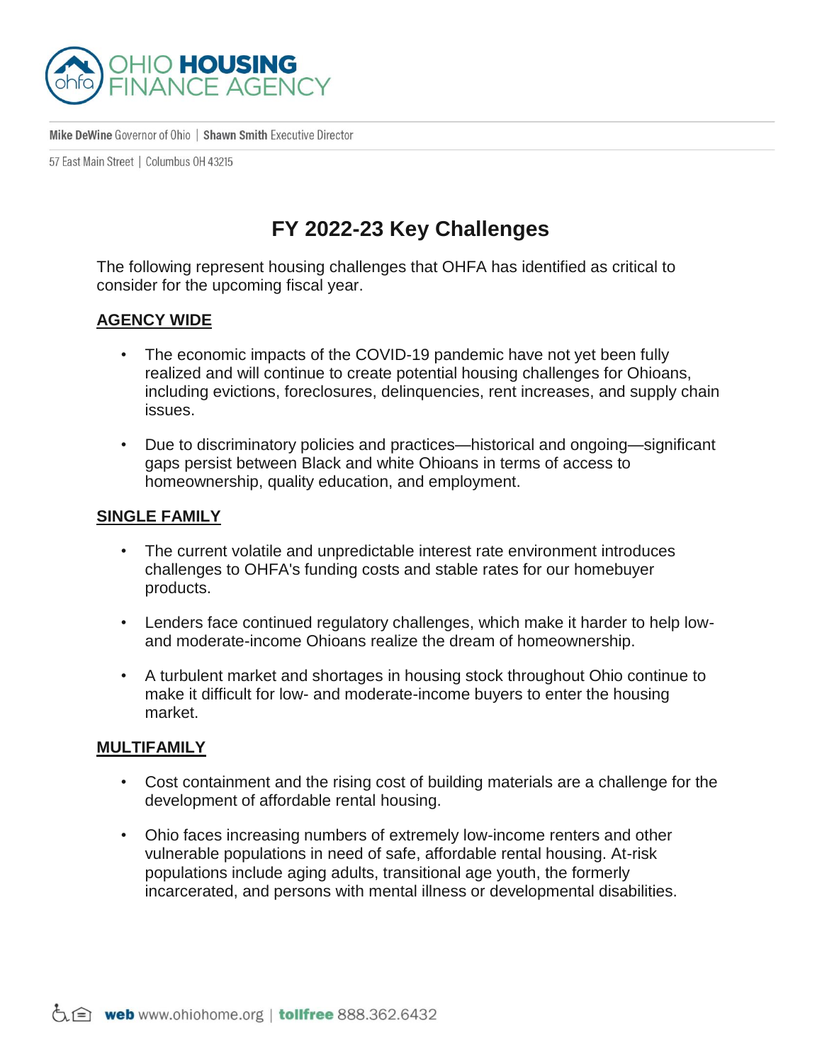OHIO **HOUSING**
FINANCE AGENCY

**Mike DeWine** Governor of Ohio | **Shawn Smith** Executive Director

57 East Main Street | Columbus OH 43215

# FY 2022-23 Key Challenges

The following represent housing challenges that OHFA has identified as critical to consider for the upcoming fiscal year.

## AGENCY WIDE

- The economic impacts of the COVID-19 pandemic have not yet been fully realized and will continue to create potential housing challenges for Ohioans, including evictions, foreclosures, delinquencies, rent increases, and supply chain issues.

- Due to discriminatory policies and practices—historical and ongoing—significant gaps persist between Black and white Ohioans in terms of access to homeownership, quality education, and employment.

## SINGLE FAMILY

- The current volatile and unpredictable interest rate environment introduces challenges to OHFA's funding costs and stable rates for our homebuyer products.

- Lenders face continued regulatory challenges, which make it harder to help low- and moderate-income Ohioans realize the dream of homeownership.

- A turbulent market and shortages in housing stock throughout Ohio continue to make it difficult for low- and moderate-income buyers to enter the housing market.

## MULTIFAMILY

- Cost containment and the rising cost of building materials are a challenge for the development of affordable rental housing.

- Ohio faces increasing numbers of extremely low-income renters and other vulnerable populations in need of safe, affordable rental housing. At-risk populations include aging adults, transitional age youth, the formerly incarcerated, and persons with mental illness or developmental disabilities.

**web** www.ohiohome.org | **tollfree** 888.362.6432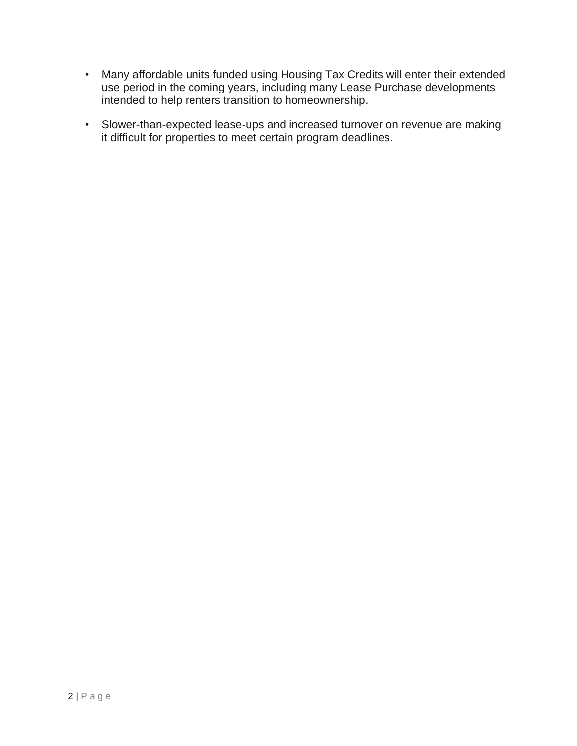- Many affordable units funded using Housing Tax Credits will enter their extended use period in the coming years, including many Lease Purchase developments intended to help renters transition to homeownership.
- Slower-than-expected lease-ups and increased turnover on revenue are making it difficult for properties to meet certain program deadlines.